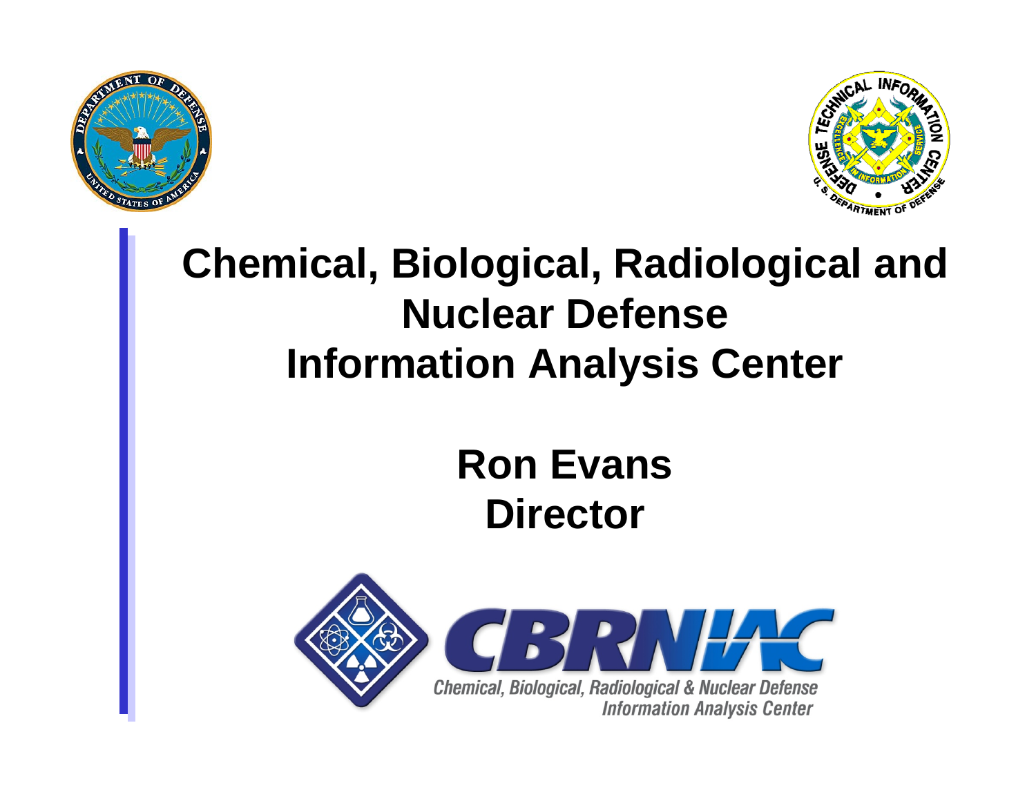# Chemical, Biological, Radiological and Nuclear Defense Information Analysis Center

## Ron Evans
## Director

CBRNIAC

Chemical, Biological, Radiological & Nuclear Defense Information Analysis Center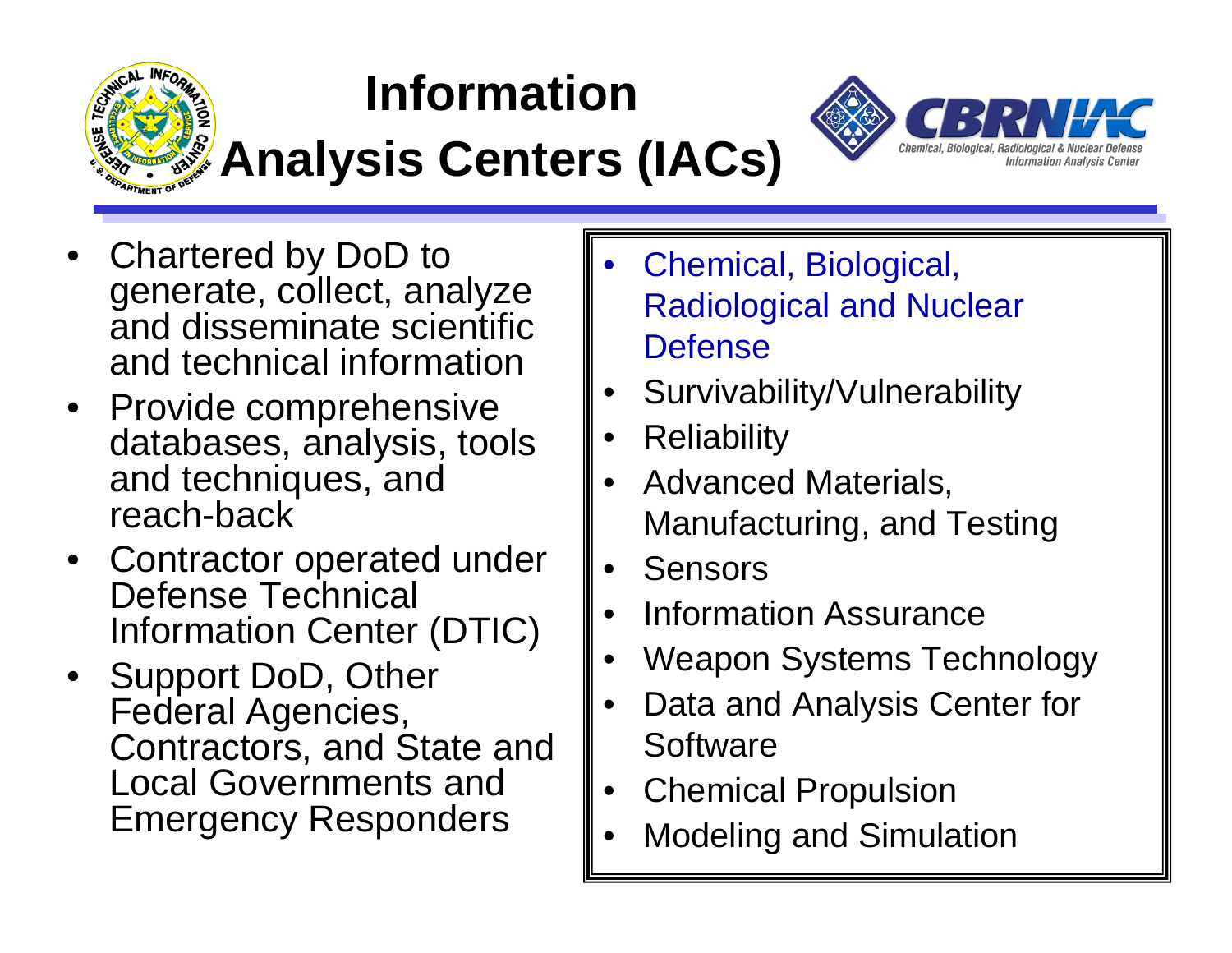# Information Analysis Centers (IACs)

- Chartered by DoD to generate, collect, analyze and disseminate scientific and technical information
- Provide comprehensive databases, analysis, tools and techniques, and reach-back
- Contractor operated under Defense Technical Information Center (DTIC)
- Support DoD, Other Federal Agencies, Contractors, and State and Local Governments and Emergency Responders

- Chemical, Biological, Radiological and Nuclear Defense
- Survivability/Vulnerability
- Reliability
- Advanced Materials, Manufacturing, and Testing
- Sensors
- Information Assurance
- Weapon Systems Technology
- Data and Analysis Center for Software
- Chemical Propulsion
- Modeling and Simulation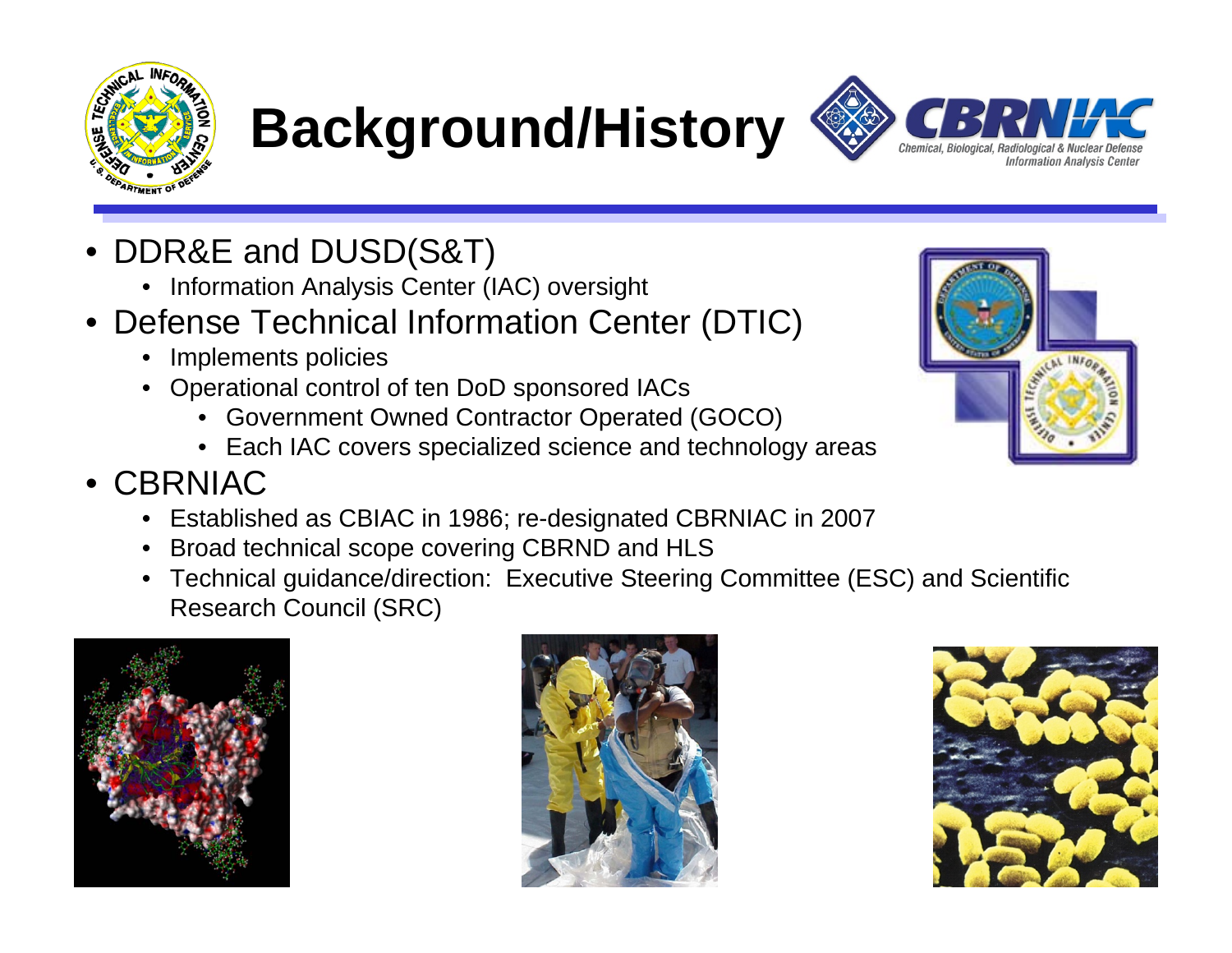# Background/History

- DDR&E and DUSD(S&T)
  - Information Analysis Center (IAC) oversight
- Defense Technical Information Center (DTIC)
  - Implements policies
  - Operational control of ten DoD sponsored IACs
    - Government Owned Contractor Operated (GOCO)
    - Each IAC covers specialized science and technology areas
- CBRNIAC
  - Established as CBIAC in 1986; re-designated CBRNIAC in 2007
  - Broad technical scope covering CBRND and HLS
  - Technical guidance/direction: Executive Steering Committee (ESC) and Scientific Research Council (SRC)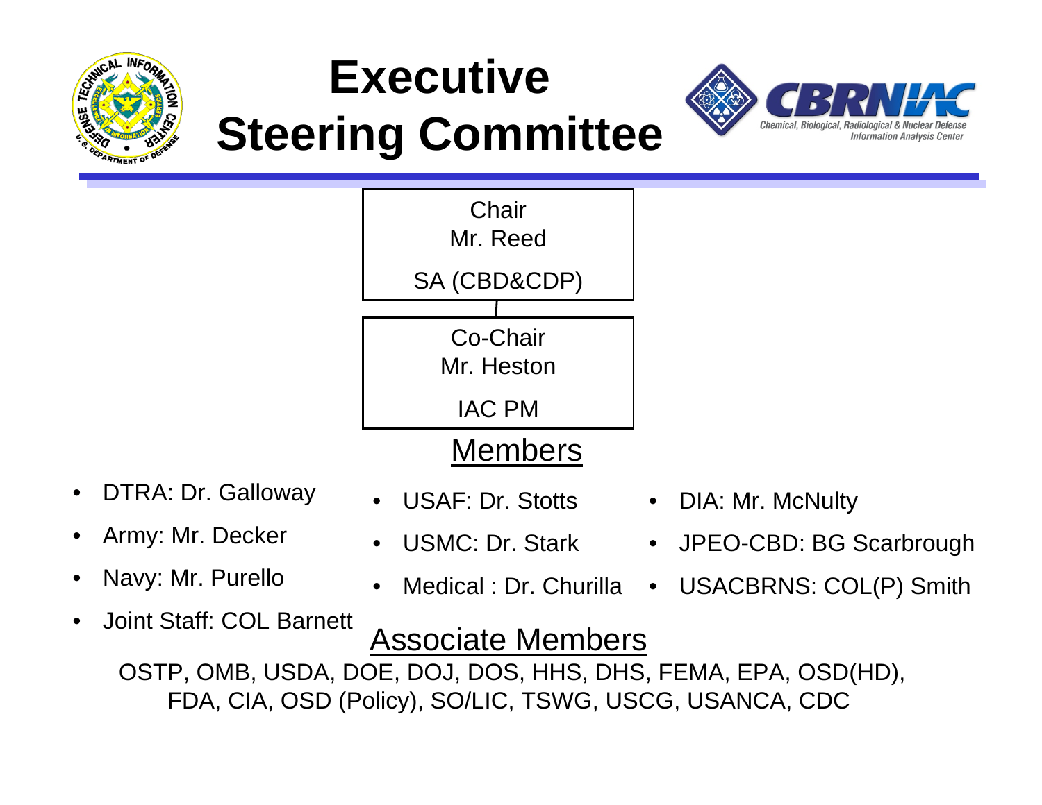# Executive Steering Committee

Chair
Mr. Reed

SA (CBD&CDP)

Co-Chair
Mr. Heston

IAC PM

## Members

- DTRA: Dr. Galloway
- Army: Mr. Decker
- Navy: Mr. Purello
- Joint Staff: COL Barnett
- USAF: Dr. Stotts
- USMC: Dr. Stark
- Medical : Dr. Churilla
- DIA: Mr. McNulty
- JPEO-CBD: BG Scarbrough
- USACBRNS: COL(P) Smith

## Associate Members

OSTP, OMB, USDA, DOE, DOJ, DOS, HHS, DHS, FEMA, EPA, OSD(HD), FDA, CIA, OSD (Policy), SO/LIC, TSWG, USCG, USANCA, CDC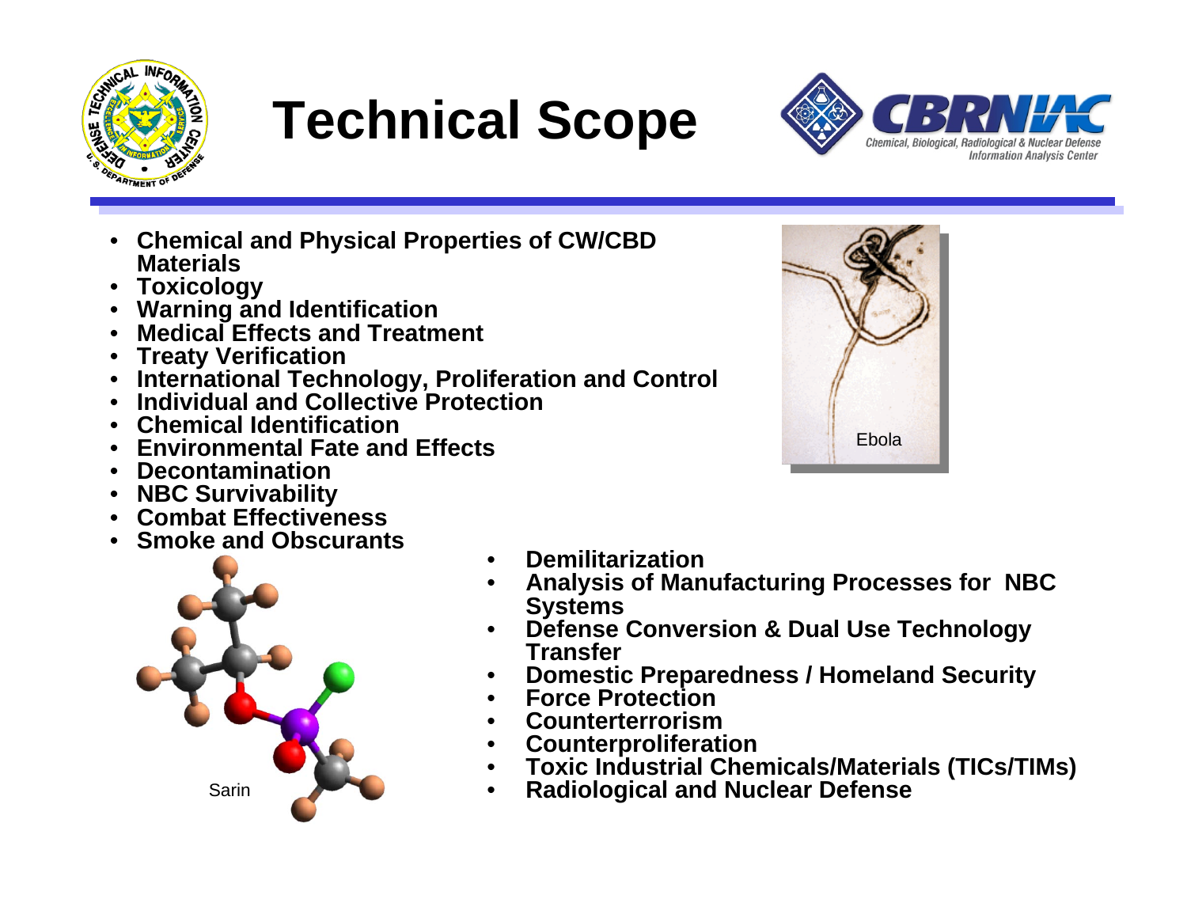# Technical Scope

- **Chemical and Physical Properties of CW/CBD Materials**
- **Toxicology**
- **Warning and Identification**
- **Medical Effects and Treatment**
- **Treaty Verification**
- **International Technology, Proliferation and Control**
- **Individual and Collective Protection**
- **Chemical Identification**
- **Environmental Fate and Effects**
- **Decontamination**
- **NBC Survivability**
- **Combat Effectiveness**
- **Smoke and Obscurants**
- **Demilitarization**
- **Analysis of Manufacturing Processes for NBC Systems**
- **Defense Conversion & Dual Use Technology Transfer**
- **Domestic Preparedness / Homeland Security**
- **Force Protection**
- **Counterterrorism**
- **Counterproliferation**
- **Toxic Industrial Chemicals/Materials (TICs/TIMs)**
- **Radiological and Nuclear Defense**

Ebola

Sarin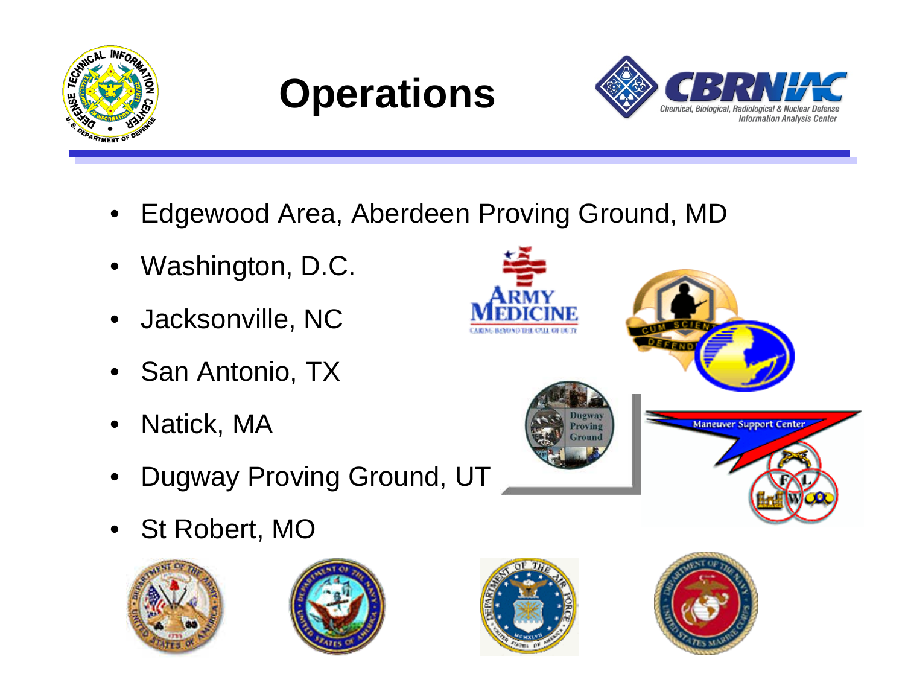# Operations

- Edgewood Area, Aberdeen Proving Ground, MD
- Washington, D.C.
- Jacksonville, NC
- San Antonio, TX
- Natick, MA
- Dugway Proving Ground, UT
- St Robert, MO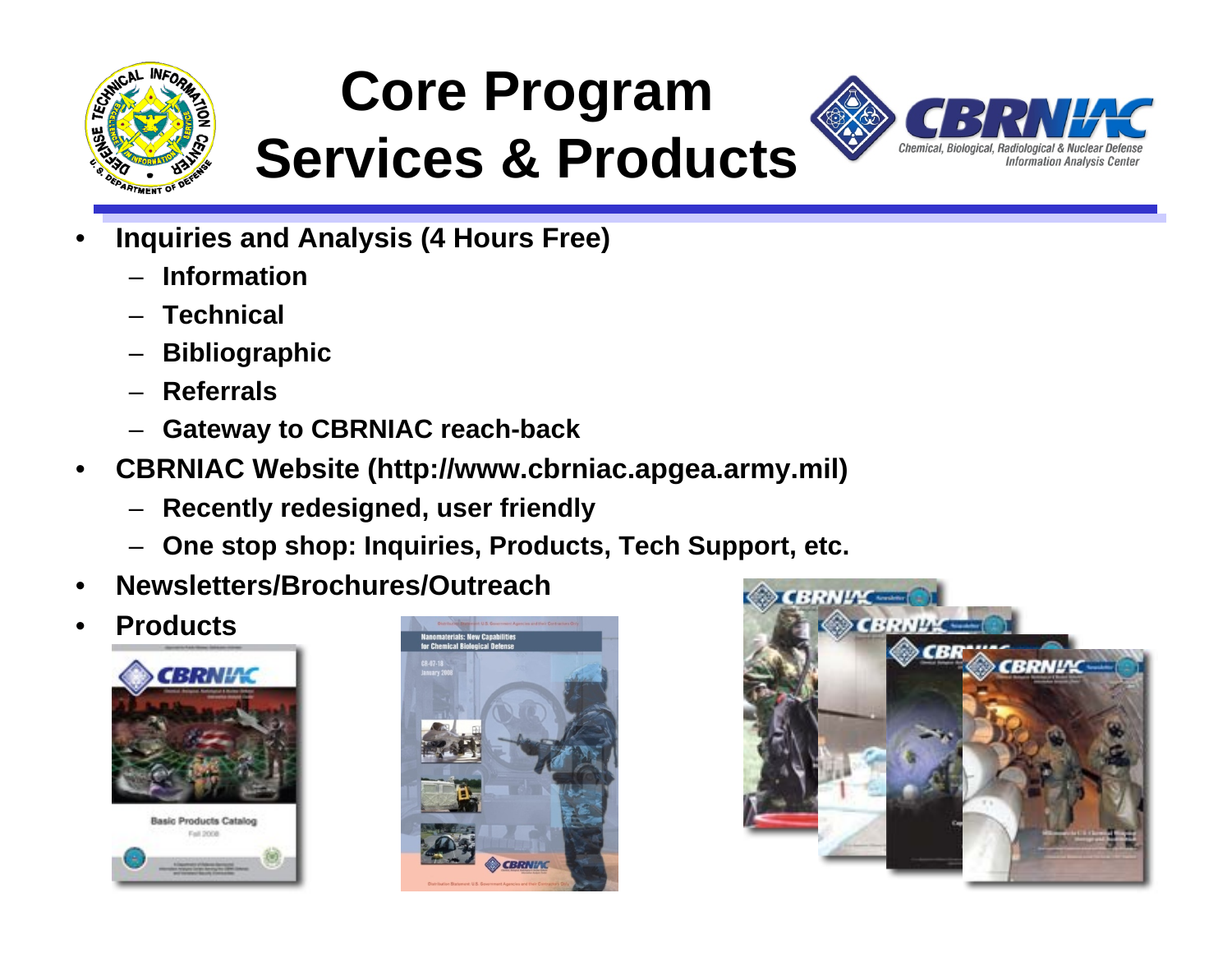# Core Program Services & Products

- **Inquiries and Analysis (4 Hours Free)**
  - **Information**
  - **Technical**
  - **Bibliographic**
  - **Referrals**
  - **Gateway to CBRNIAC reach-back**
- **CBRNIAC Website (http://www.cbrniac.apgea.army.mil)**
  - **Recently redesigned, user friendly**
  - **One stop shop: Inquiries, Products, Tech Support, etc.**
- **Newsletters/Brochures/Outreach**
- **Products**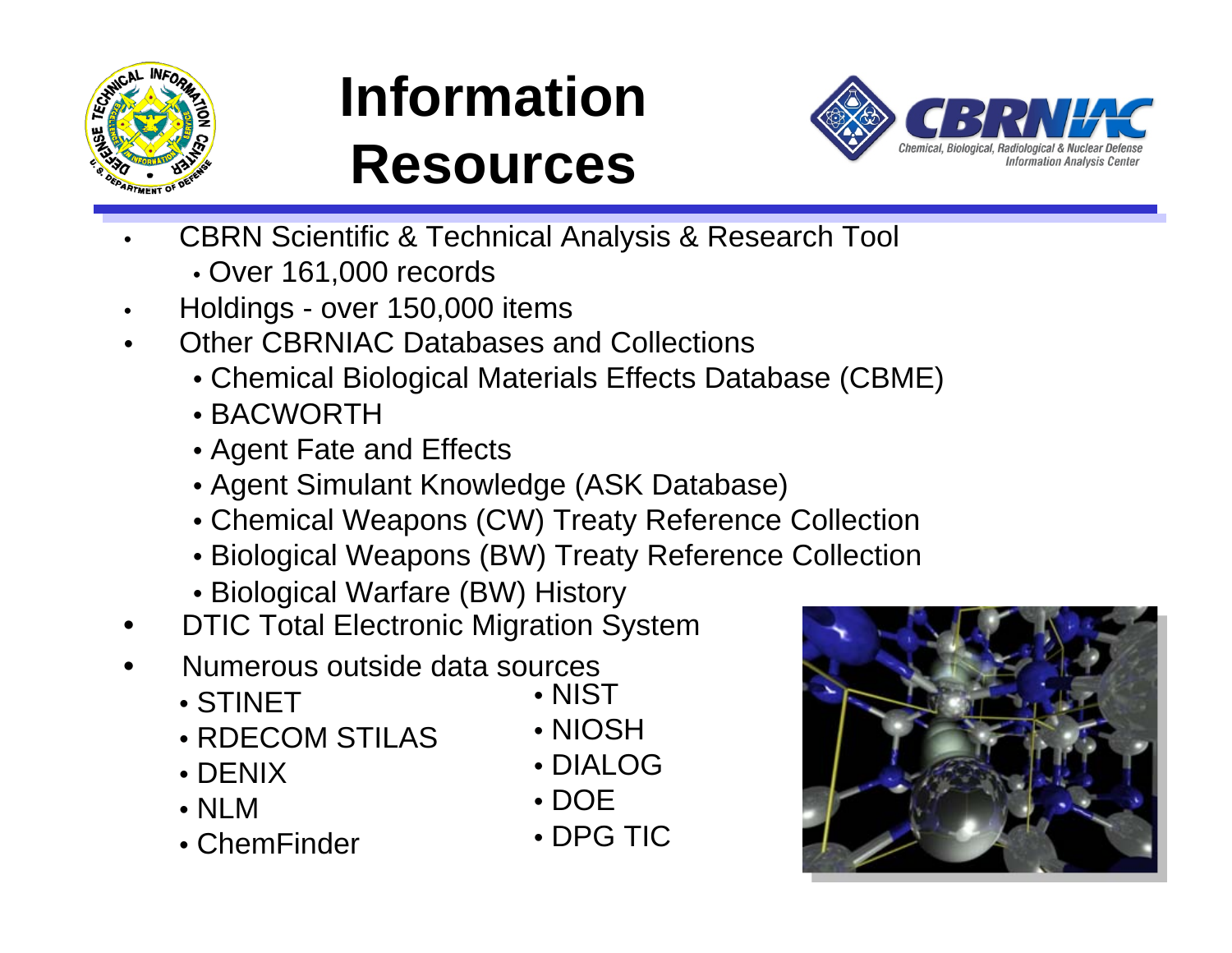# Information Resources

- CBRN Scientific & Technical Analysis & Research Tool
  - Over 161,000 records
- Holdings - over 150,000 items
- Other CBRNIAC Databases and Collections
  - Chemical Biological Materials Effects Database (CBME)
  - BACWORTH
  - Agent Fate and Effects
  - Agent Simulant Knowledge (ASK Database)
  - Chemical Weapons (CW) Treaty Reference Collection
  - Biological Weapons (BW) Treaty Reference Collection
  - Biological Warfare (BW) History
- DTIC Total Electronic Migration System
- Numerous outside data sources
  - STINET
  - RDECOM STILAS
  - DENIX
  - NLM
  - ChemFinder
  - NIST
  - NIOSH
  - DIALOG
  - DOE
  - DPG TIC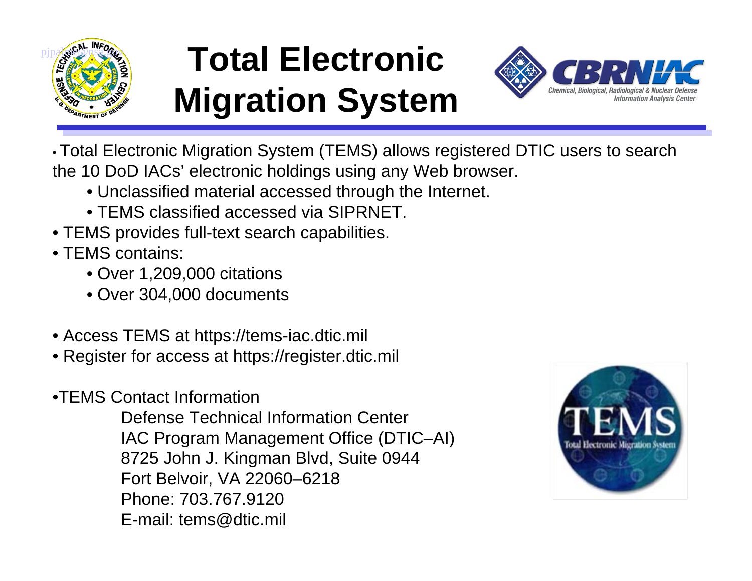# Total Electronic Migration System

- Total Electronic Migration System (TEMS) allows registered DTIC users to search the 10 DoD IACs' electronic holdings using any Web browser.
  - Unclassified material accessed through the Internet.
  - TEMS classified accessed via SIPRNET.
- TEMS provides full-text search capabilities.
- TEMS contains:
  - Over 1,209,000 citations
  - Over 304,000 documents

- Access TEMS at https://tems-iac.dtic.mil
- Register for access at https://register.dtic.mil

- TEMS Contact Information

  Defense Technical Information Center
  IAC Program Management Office (DTIC–AI)
  8725 John J. Kingman Blvd, Suite 0944
  Fort Belvoir, VA 22060–6218
  Phone: 703.767.9120
  E-mail: tems@dtic.mil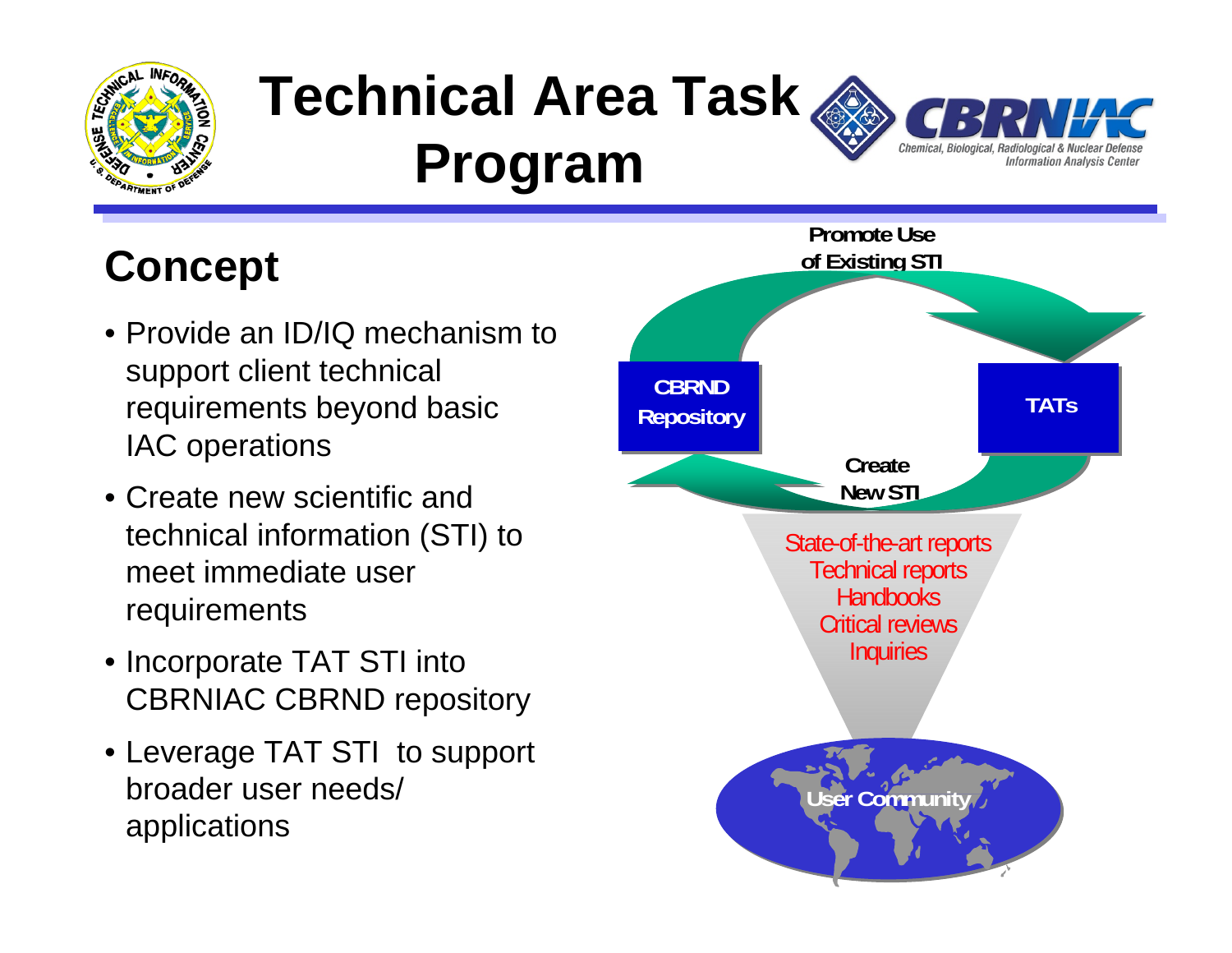# Technical Area Task Program

## Concept

- Provide an ID/IQ mechanism to support client technical requirements beyond basic IAC operations
- Create new scientific and technical information (STI) to meet immediate user requirements
- Incorporate TAT STI into CBRNIAC CBRND repository
- Leverage TAT STI to support broader user needs/ applications

Promote Use of Existing STI

CBRND Repository

TATs

Create New STI

State-of-the-art reports
Technical reports
Handbooks
Critical reviews
Inquiries

User Community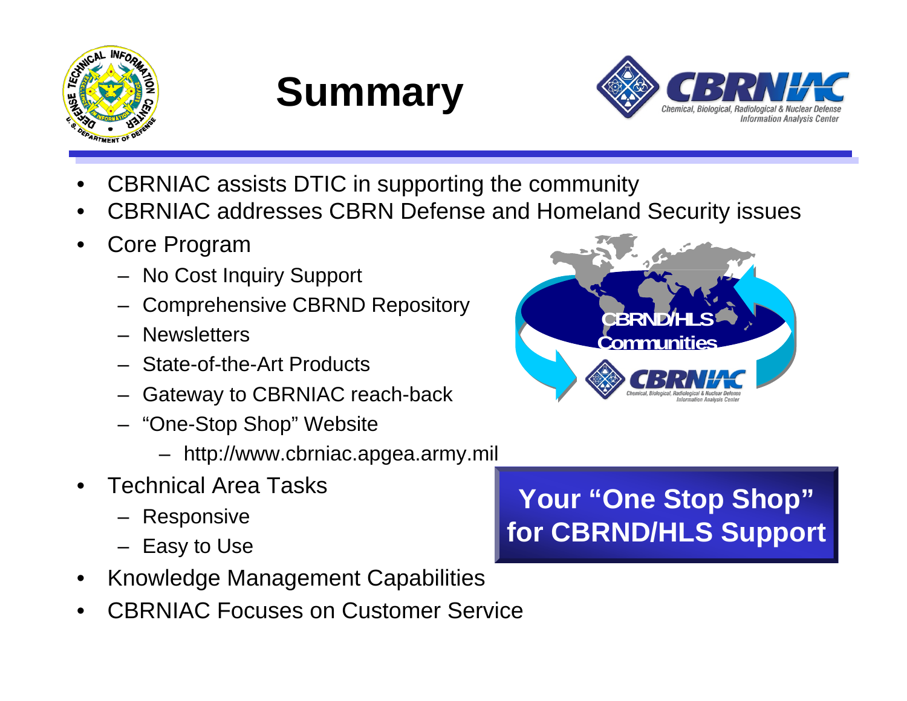# Summary

- CBRNIAC assists DTIC in supporting the community
- CBRNIAC addresses CBRN Defense and Homeland Security issues
- Core Program
  - No Cost Inquiry Support
  - Comprehensive CBRND Repository
  - Newsletters
  - State-of-the-Art Products
  - Gateway to CBRNIAC reach-back
  - "One-Stop Shop" Website
    - http://www.cbrniac.apgea.army.mil
- Technical Area Tasks
  - Responsive
  - Easy to Use
- Knowledge Management Capabilities
- CBRNIAC Focuses on Customer Service

CBRND/HLS Communities

CBRNIAC — Chemical, Biological, Radiological & Nuclear Defense Information Analysis Center

**Your "One Stop Shop" for CBRND/HLS Support**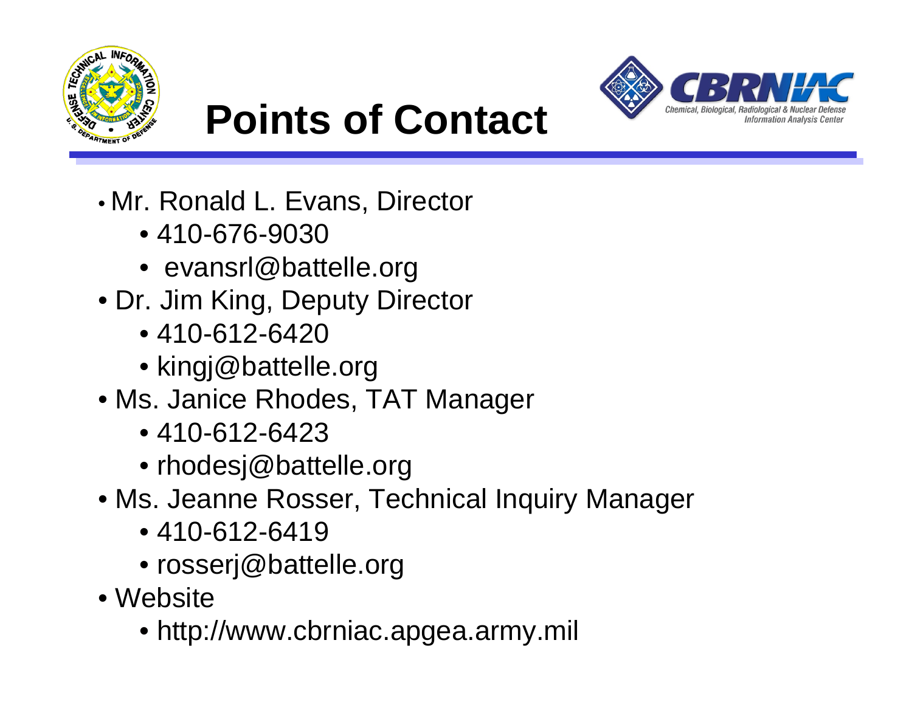# Points of Contact

- Mr. Ronald L. Evans, Director
  - 410-676-9030
  - evansrl@battelle.org
- Dr. Jim King, Deputy Director
  - 410-612-6420
  - kingj@battelle.org
- Ms. Janice Rhodes, TAT Manager
  - 410-612-6423
  - rhodesj@battelle.org
- Ms. Jeanne Rosser, Technical Inquiry Manager
  - 410-612-6419
  - rosserj@battelle.org
- Website
  - http://www.cbrniac.apgea.army.mil